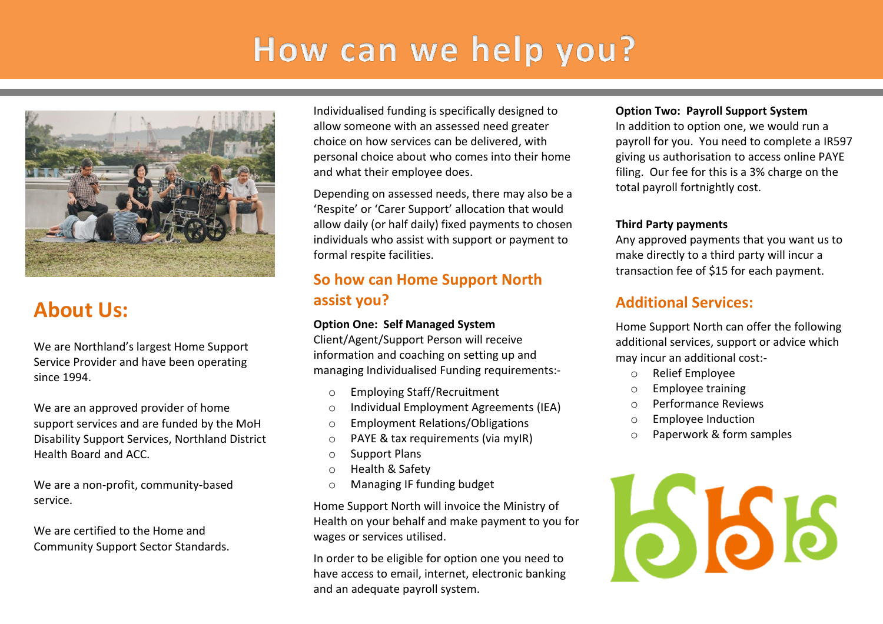# How can we help you?

## About Us:

We are Northland's largest Home Support Service Provider and have been operating since 1994.

We are an approved provider of home support services and are funded by the MoH Disability Support Services, Northland District Health Board and ACC.

We are a non-profit, community-based service.

We are certified to the Home and Community Support Sector Standards.

Individualised funding is specifically designed to allow someone with an assessed need greater choice on how services can be delivered, with personal choice about who comes into their home and what their employee does.

Depending on assessed needs, there may also be a 'Respite' or 'Carer Support' allocation that would allow daily (or half daily) fixed payments to chosen individuals who assist with support or payment to formal respite facilities.

## So how can Home Support North assist you?

**Option One: Self Managed System**
Client/Agent/Support Person will receive information and coaching on setting up and managing Individualised Funding requirements:-

- Employing Staff/Recruitment
- Individual Employment Agreements (IEA)
- Employment Relations/Obligations
- PAYE & tax requirements (via myIR)
- Support Plans
- Health & Safety
- Managing IF funding budget

Home Support North will invoice the Ministry of Health on your behalf and make payment to you for wages or services utilised.

In order to be eligible for option one you need to have access to email, internet, electronic banking and an adequate payroll system.

**Option Two: Payroll Support System**
In addition to option one, we would run a payroll for you. You need to complete a IR597 giving us authorisation to access online PAYE filing. Our fee for this is a 3% charge on the total payroll fortnightly cost.

**Third Party payments**
Any approved payments that you want us to make directly to a third party will incur a transaction fee of $15 for each payment.

## Additional Services:

Home Support North can offer the following additional services, support or advice which may incur an additional cost:-

- Relief Employee
- Employee training
- Performance Reviews
- Employee Induction
- Paperwork & form samples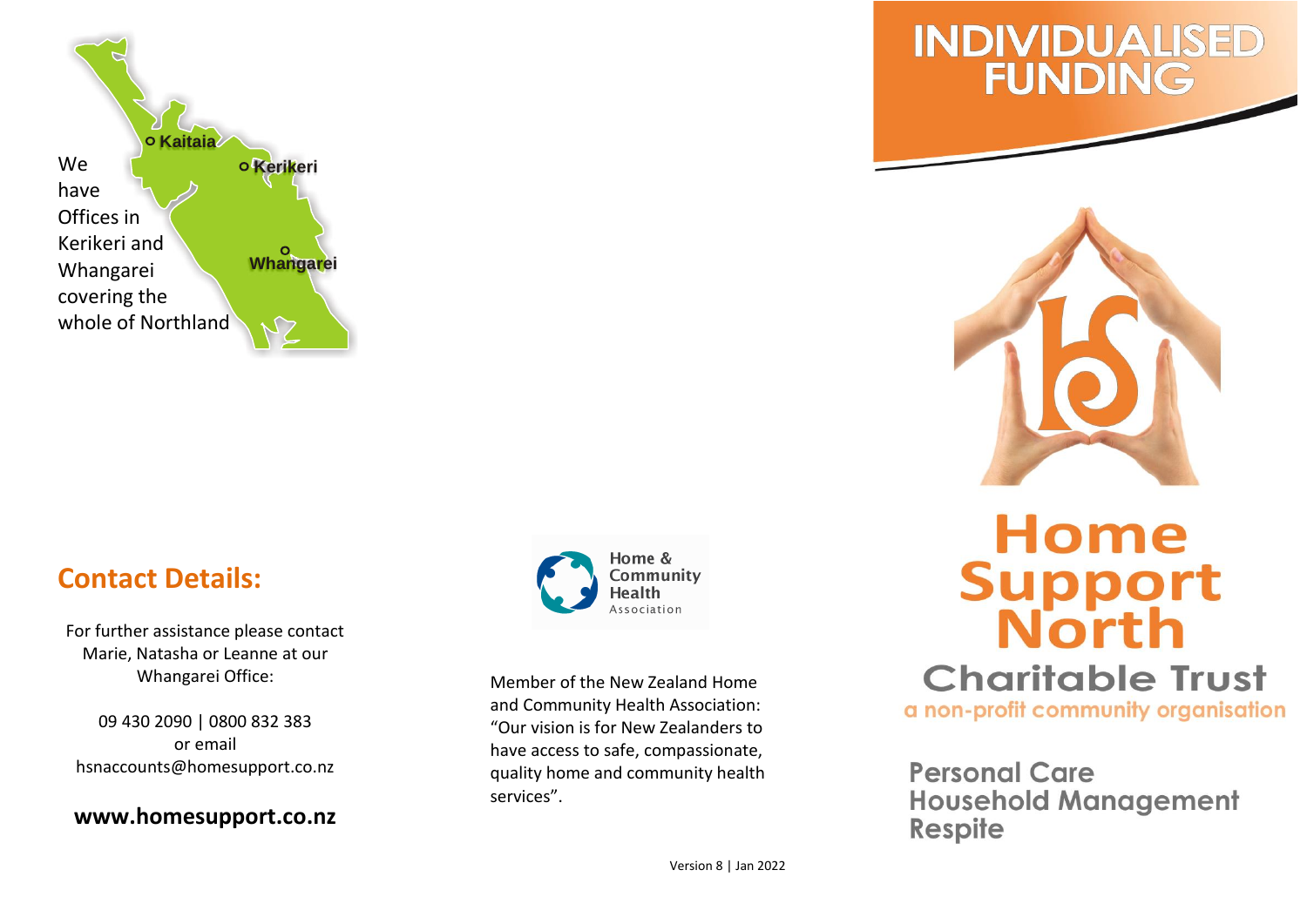Kaitaia

Kerikeri

Whangarei

We have Offices in Kerikeri and Whangarei covering the whole of Northland

## Contact Details:

For further assistance please contact Marie, Natasha or Leanne at our Whangarei Office:

09 430 2090 | 0800 832 383
or email
hsnaccounts@homesupport.co.nz

**www.homesupport.co.nz**

Home & Community Health Association

Member of the New Zealand Home and Community Health Association: "Our vision is for New Zealanders to have access to safe, compassionate, quality home and community health services".

Version 8 | Jan 2022

# INDIVIDUALISED FUNDING

# Home Support North

## Charitable Trust

a non-profit community organisation

**Personal Care**
**Household Management**
**Respite**